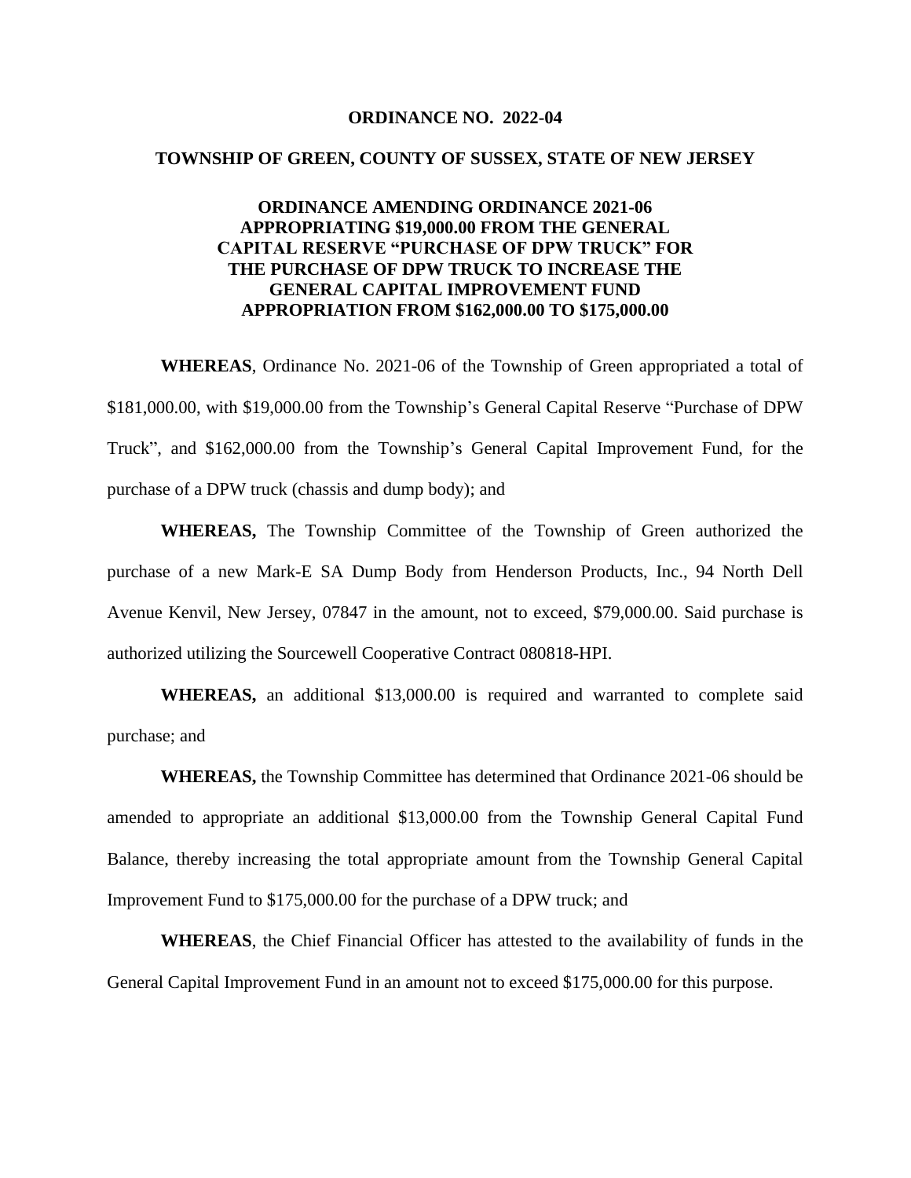**ORDINANCE NO. 2022-04**

**TOWNSHIP OF GREEN, COUNTY OF SUSSEX, STATE OF NEW JERSEY**

**ORDINANCE AMENDING ORDINANCE 2021-06 APPROPRIATING $19,000.00 FROM THE GENERAL CAPITAL RESERVE "PURCHASE OF DPW TRUCK" FOR THE PURCHASE OF DPW TRUCK TO INCREASE THE GENERAL CAPITAL IMPROVEMENT FUND APPROPRIATION FROM $162,000.00 TO $175,000.00**

**WHEREAS**, Ordinance No. 2021-06 of the Township of Green appropriated a total of $181,000.00, with $19,000.00 from the Township's General Capital Reserve "Purchase of DPW Truck", and $162,000.00 from the Township's General Capital Improvement Fund, for the purchase of a DPW truck (chassis and dump body); and

**WHEREAS,** The Township Committee of the Township of Green authorized the purchase of a new Mark-E SA Dump Body from Henderson Products, Inc., 94 North Dell Avenue Kenvil, New Jersey, 07847 in the amount, not to exceed, $79,000.00. Said purchase is authorized utilizing the Sourcewell Cooperative Contract 080818-HPI.

**WHEREAS,** an additional $13,000.00 is required and warranted to complete said purchase; and

**WHEREAS,** the Township Committee has determined that Ordinance 2021-06 should be amended to appropriate an additional $13,000.00 from the Township General Capital Fund Balance, thereby increasing the total appropriate amount from the Township General Capital Improvement Fund to $175,000.00 for the purchase of a DPW truck; and

**WHEREAS**, the Chief Financial Officer has attested to the availability of funds in the General Capital Improvement Fund in an amount not to exceed $175,000.00 for this purpose.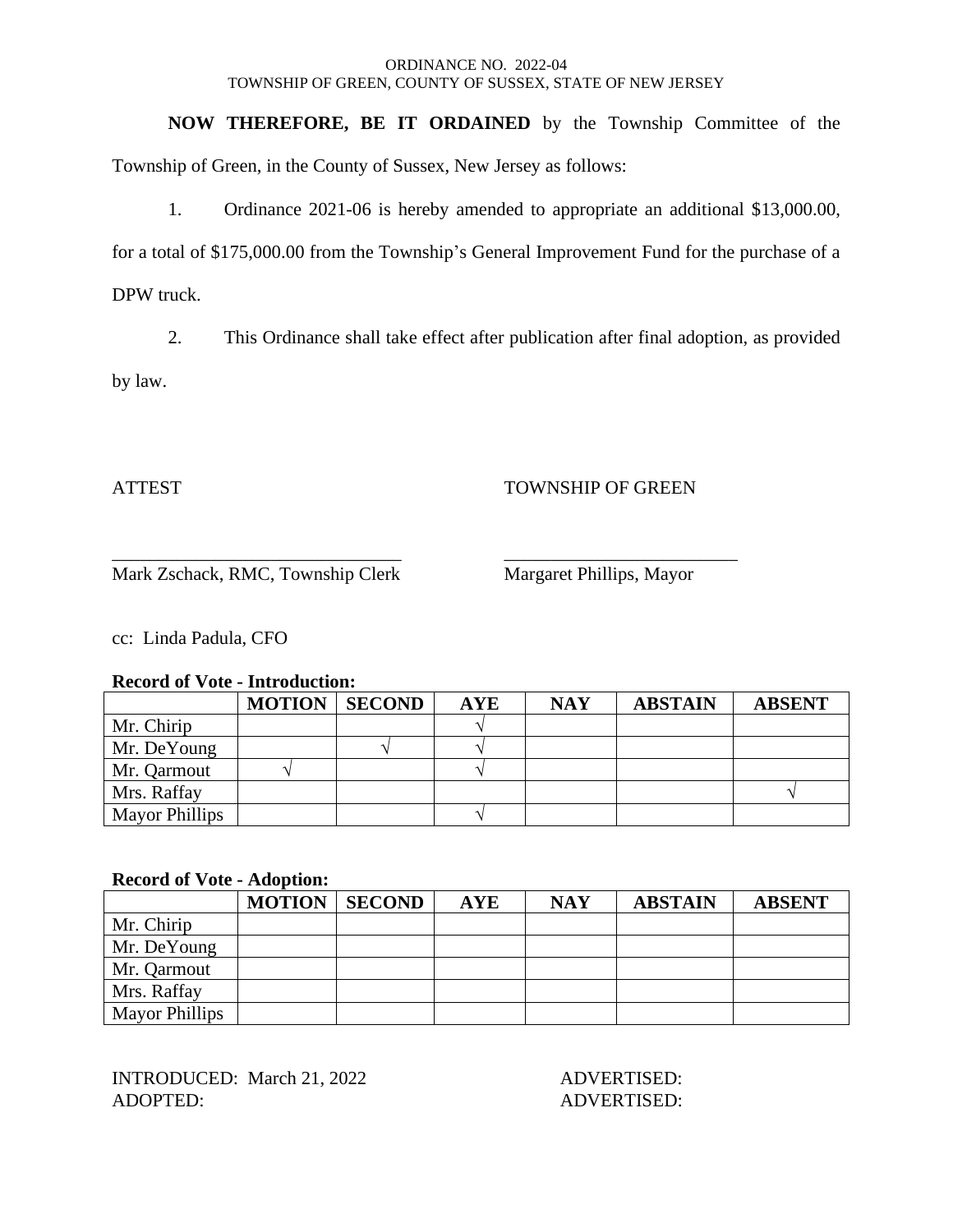ORDINANCE NO. 2022-04
TOWNSHIP OF GREEN, COUNTY OF SUSSEX, STATE OF NEW JERSEY

**NOW THEREFORE, BE IT ORDAINED** by the Township Committee of the Township of Green, in the County of Sussex, New Jersey as follows:

1. Ordinance 2021-06 is hereby amended to appropriate an additional $13,000.00, for a total of $175,000.00 from the Township's General Improvement Fund for the purchase of a DPW truck.

2. This Ordinance shall take effect after publication after final adoption, as provided by law.

ATTEST

\_\_\_\_\_\_\_\_\_\_\_\_\_\_\_\_\_\_\_\_\_\_\_\_\_\_\_\_\_\_
Mark Zschack, RMC, Township Clerk

TOWNSHIP OF GREEN

\_\_\_\_\_\_\_\_\_\_\_\_\_\_\_\_\_\_\_\_\_\_\_\_\_\_\_\_\_\_
Margaret Phillips, Mayor

cc: Linda Padula, CFO

**Record of Vote - Introduction:**

| | MOTION | SECOND | AYE | NAY | ABSTAIN | ABSENT |
|---|---|---|---|---|---|---|
| Mr. Chirip | | | √ | | | |
| Mr. DeYoung | | √ | √ | | | |
| Mr. Qarmout | √ | | √ | | | |
| Mrs. Raffay | | | | | | √ |
| Mayor Phillips | | | √ | | | |

**Record of Vote - Adoption:**

| | MOTION | SECOND | AYE | NAY | ABSTAIN | ABSENT |
|---|---|---|---|---|---|---|
| Mr. Chirip | | | | | | |
| Mr. DeYoung | | | | | | |
| Mr. Qarmout | | | | | | |
| Mrs. Raffay | | | | | | |
| Mayor Phillips | | | | | | |

INTRODUCED: March 21, 2022
ADOPTED:

ADVERTISED:
ADVERTISED: